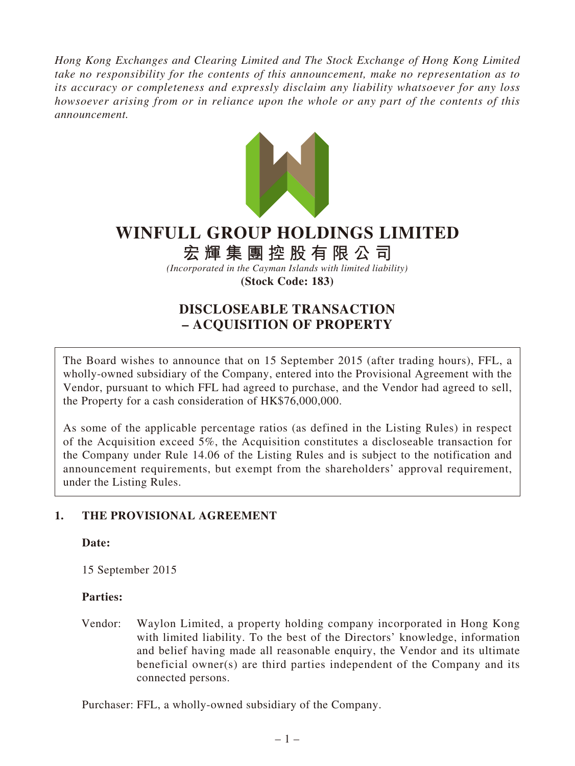*Hong Kong Exchanges and Clearing Limited and The Stock Exchange of Hong Kong Limited take no responsibility for the contents of this announcement, make no representation as to its accuracy or completeness and expressly disclaim any liability whatsoever for any loss howsoever arising from or in reliance upon the whole or any part of the contents of this announcement.*

# WINFULL GROUP HOLDINGS LIMITED

# 宏輝集團控股有限公司

*(Incorporated in the Cayman Islands with limited liability)*

**(Stock Code: 183)**

## DISCLOSEABLE TRANSACTION – ACQUISITION OF PROPERTY

The Board wishes to announce that on 15 September 2015 (after trading hours), FFL, a wholly-owned subsidiary of the Company, entered into the Provisional Agreement with the Vendor, pursuant to which FFL had agreed to purchase, and the Vendor had agreed to sell, the Property for a cash consideration of HK$76,000,000.

As some of the applicable percentage ratios (as defined in the Listing Rules) in respect of the Acquisition exceed 5%, the Acquisition constitutes a discloseable transaction for the Company under Rule 14.06 of the Listing Rules and is subject to the notification and announcement requirements, but exempt from the shareholders' approval requirement, under the Listing Rules.

### 1. THE PROVISIONAL AGREEMENT

**Date:**

15 September 2015

**Parties:**

Vendor: Waylon Limited, a property holding company incorporated in Hong Kong with limited liability. To the best of the Directors' knowledge, information and belief having made all reasonable enquiry, the Vendor and its ultimate beneficial owner(s) are third parties independent of the Company and its connected persons.

Purchaser: FFL, a wholly-owned subsidiary of the Company.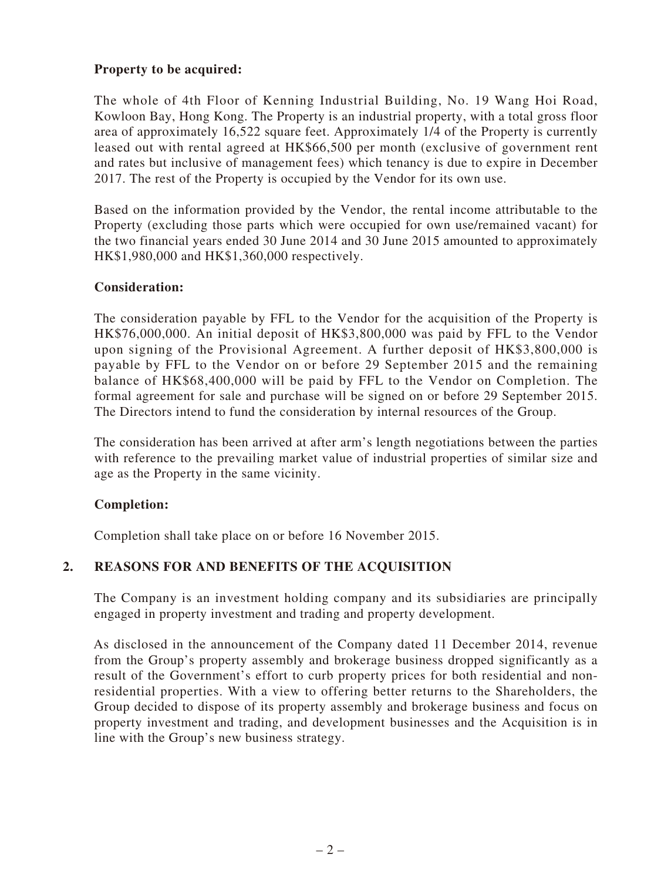**Property to be acquired:**

The whole of 4th Floor of Kenning Industrial Building, No. 19 Wang Hoi Road, Kowloon Bay, Hong Kong. The Property is an industrial property, with a total gross floor area of approximately 16,522 square feet. Approximately 1/4 of the Property is currently leased out with rental agreed at HK$66,500 per month (exclusive of government rent and rates but inclusive of management fees) which tenancy is due to expire in December 2017. The rest of the Property is occupied by the Vendor for its own use.

Based on the information provided by the Vendor, the rental income attributable to the Property (excluding those parts which were occupied for own use/remained vacant) for the two financial years ended 30 June 2014 and 30 June 2015 amounted to approximately HK$1,980,000 and HK$1,360,000 respectively.

**Consideration:**

The consideration payable by FFL to the Vendor for the acquisition of the Property is HK$76,000,000. An initial deposit of HK$3,800,000 was paid by FFL to the Vendor upon signing of the Provisional Agreement. A further deposit of HK$3,800,000 is payable by FFL to the Vendor on or before 29 September 2015 and the remaining balance of HK$68,400,000 will be paid by FFL to the Vendor on Completion. The formal agreement for sale and purchase will be signed on or before 29 September 2015. The Directors intend to fund the consideration by internal resources of the Group.

The consideration has been arrived at after arm's length negotiations between the parties with reference to the prevailing market value of industrial properties of similar size and age as the Property in the same vicinity.

**Completion:**

Completion shall take place on or before 16 November 2015.

## 2. REASONS FOR AND BENEFITS OF THE ACQUISITION

The Company is an investment holding company and its subsidiaries are principally engaged in property investment and trading and property development.

As disclosed in the announcement of the Company dated 11 December 2014, revenue from the Group's property assembly and brokerage business dropped significantly as a result of the Government's effort to curb property prices for both residential and non-residential properties. With a view to offering better returns to the Shareholders, the Group decided to dispose of its property assembly and brokerage business and focus on property investment and trading, and development businesses and the Acquisition is in line with the Group's new business strategy.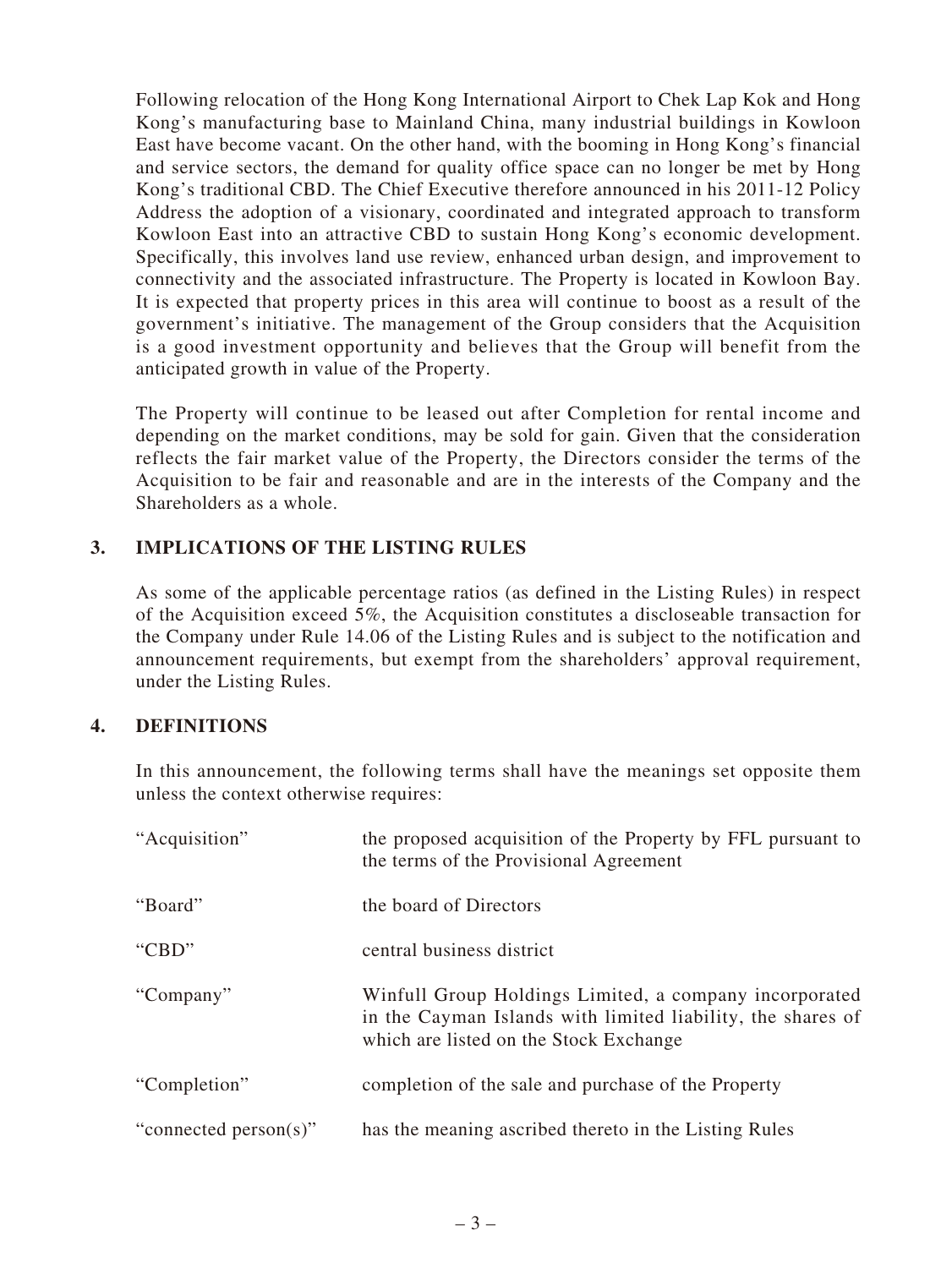Following relocation of the Hong Kong International Airport to Chek Lap Kok and Hong Kong's manufacturing base to Mainland China, many industrial buildings in Kowloon East have become vacant. On the other hand, with the booming in Hong Kong's financial and service sectors, the demand for quality office space can no longer be met by Hong Kong's traditional CBD. The Chief Executive therefore announced in his 2011-12 Policy Address the adoption of a visionary, coordinated and integrated approach to transform Kowloon East into an attractive CBD to sustain Hong Kong's economic development. Specifically, this involves land use review, enhanced urban design, and improvement to connectivity and the associated infrastructure. The Property is located in Kowloon Bay. It is expected that property prices in this area will continue to boost as a result of the government's initiative. The management of the Group considers that the Acquisition is a good investment opportunity and believes that the Group will benefit from the anticipated growth in value of the Property.

The Property will continue to be leased out after Completion for rental income and depending on the market conditions, may be sold for gain. Given that the consideration reflects the fair market value of the Property, the Directors consider the terms of the Acquisition to be fair and reasonable and are in the interests of the Company and the Shareholders as a whole.

## 3. IMPLICATIONS OF THE LISTING RULES

As some of the applicable percentage ratios (as defined in the Listing Rules) in respect of the Acquisition exceed 5%, the Acquisition constitutes a discloseable transaction for the Company under Rule 14.06 of the Listing Rules and is subject to the notification and announcement requirements, but exempt from the shareholders' approval requirement, under the Listing Rules.

## 4. DEFINITIONS

In this announcement, the following terms shall have the meanings set opposite them unless the context otherwise requires:

| | |
|---|---|
| "Acquisition" | the proposed acquisition of the Property by FFL pursuant to the terms of the Provisional Agreement |
| "Board" | the board of Directors |
| "CBD" | central business district |
| "Company" | Winfull Group Holdings Limited, a company incorporated in the Cayman Islands with limited liability, the shares of which are listed on the Stock Exchange |
| "Completion" | completion of the sale and purchase of the Property |
| "connected person(s)" | has the meaning ascribed thereto in the Listing Rules |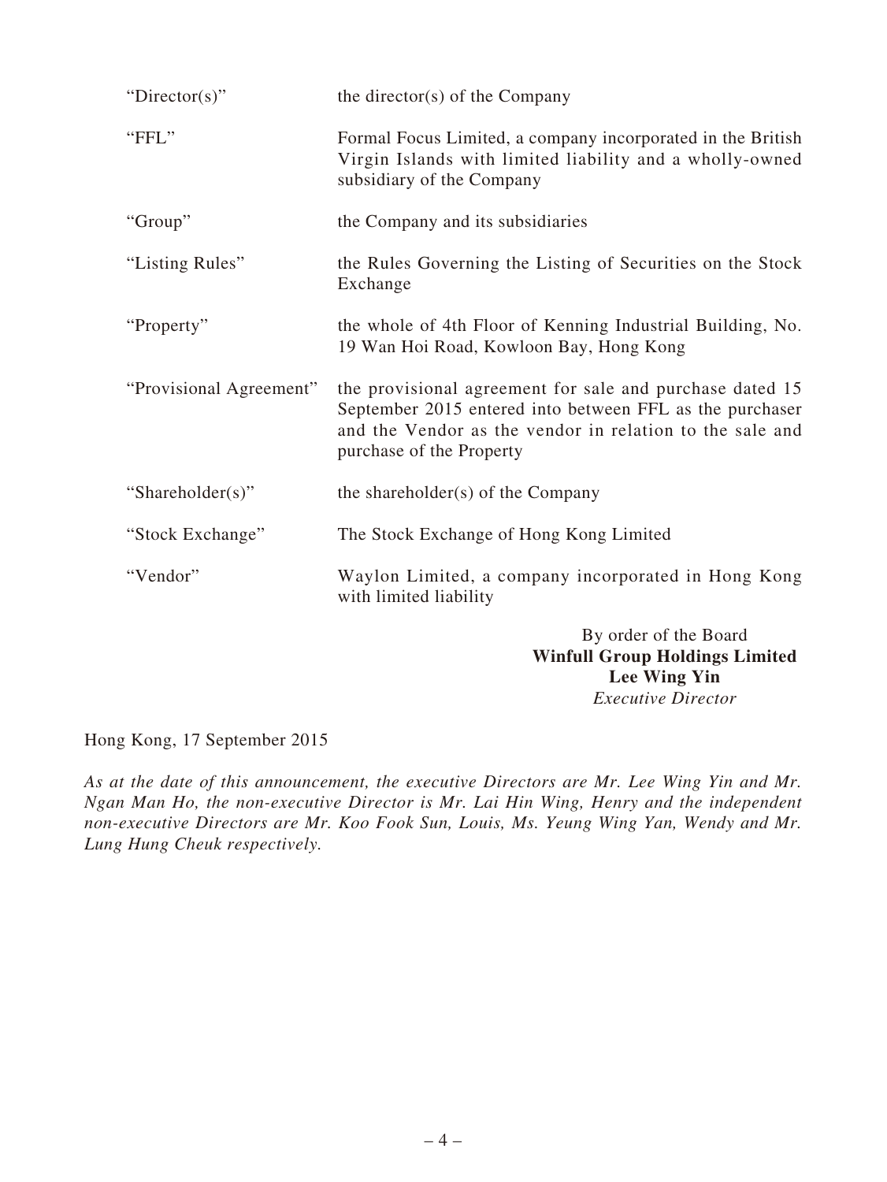| | |
|---|---|
| "Director(s)" | the director(s) of the Company |
| "FFL" | Formal Focus Limited, a company incorporated in the British Virgin Islands with limited liability and a wholly-owned subsidiary of the Company |
| "Group" | the Company and its subsidiaries |
| "Listing Rules" | the Rules Governing the Listing of Securities on the Stock Exchange |
| "Property" | the whole of 4th Floor of Kenning Industrial Building, No. 19 Wan Hoi Road, Kowloon Bay, Hong Kong |
| "Provisional Agreement" | the provisional agreement for sale and purchase dated 15 September 2015 entered into between FFL as the purchaser and the Vendor as the vendor in relation to the sale and purchase of the Property |
| "Shareholder(s)" | the shareholder(s) of the Company |
| "Stock Exchange" | The Stock Exchange of Hong Kong Limited |
| "Vendor" | Waylon Limited, a company incorporated in Hong Kong with limited liability |

By order of the Board
**Winfull Group Holdings Limited**
**Lee Wing Yin**
*Executive Director*

Hong Kong, 17 September 2015

*As at the date of this announcement, the executive Directors are Mr. Lee Wing Yin and Mr. Ngan Man Ho, the non-executive Director is Mr. Lai Hin Wing, Henry and the independent non-executive Directors are Mr. Koo Fook Sun, Louis, Ms. Yeung Wing Yan, Wendy and Mr. Lung Hung Cheuk respectively.*